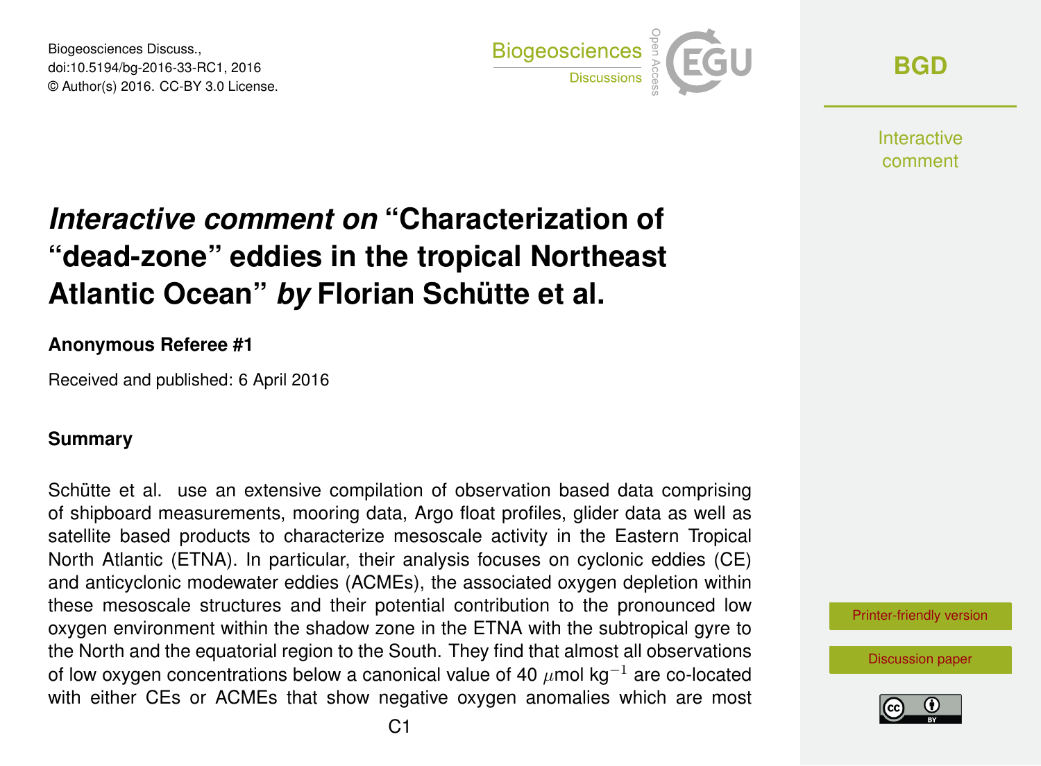# *Interactive comment on* "Characterization of "dead-zone" eddies in the tropical Northeast Atlantic Ocean" *by* Florian Schütte et al.

**Anonymous Referee #1**

Received and published: 6 April 2016

### Summary

Schütte et al. use an extensive compilation of observation based data comprising of shipboard measurements, mooring data, Argo float profiles, glider data as well as satellite based products to characterize mesoscale activity in the Eastern Tropical North Atlantic (ETNA). In particular, their analysis focuses on cyclonic eddies (CE) and anticyclonic modewater eddies (ACMEs), the associated oxygen depletion within these mesoscale structures and their potential contribution to the pronounced low oxygen environment within the shadow zone in the ETNA with the subtropical gyre to the North and the equatorial region to the South. They find that almost all observations of low oxygen concentrations below a canonical value of 40 $\mu$mol kg$^{-1}$ are co-located with either CEs or ACMEs that show negative oxygen anomalies which are most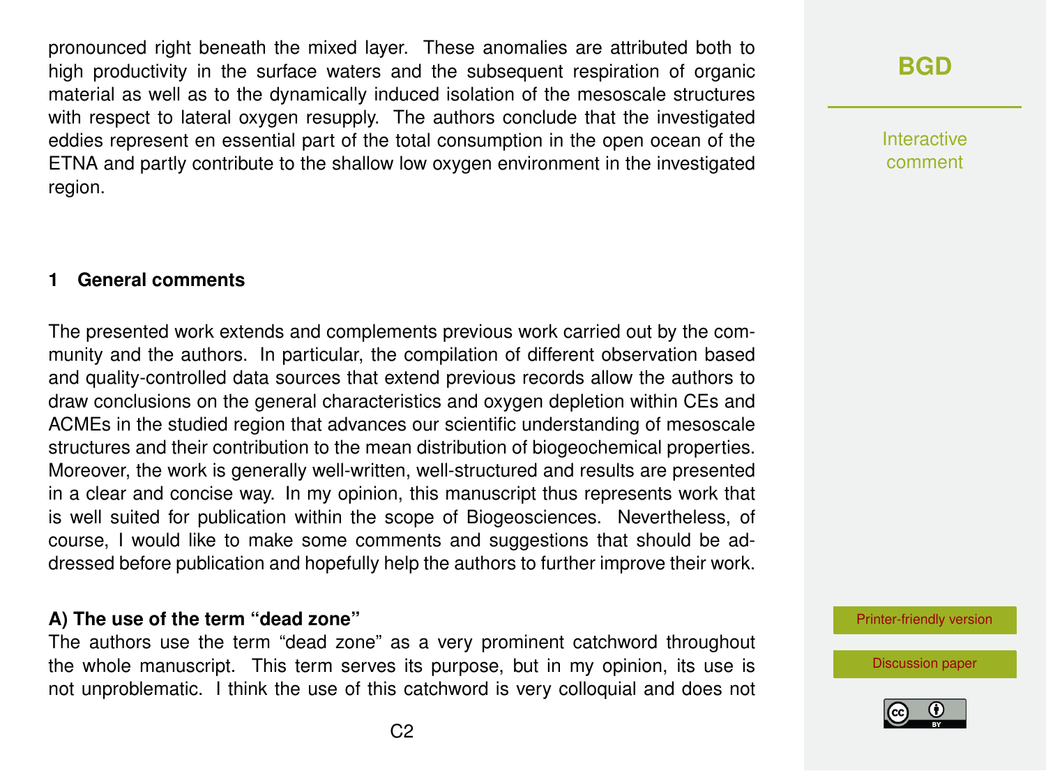pronounced right beneath the mixed layer. These anomalies are attributed both to high productivity in the surface waters and the subsequent respiration of organic material as well as to the dynamically induced isolation of the mesoscale structures with respect to lateral oxygen resupply. The authors conclude that the investigated eddies represent en essential part of the total consumption in the open ocean of the ETNA and partly contribute to the shallow low oxygen environment in the investigated region.

## 1 General comments

The presented work extends and complements previous work carried out by the community and the authors. In particular, the compilation of different observation based and quality-controlled data sources that extend previous records allow the authors to draw conclusions on the general characteristics and oxygen depletion within CEs and ACMEs in the studied region that advances our scientific understanding of mesoscale structures and their contribution to the mean distribution of biogeochemical properties. Moreover, the work is generally well-written, well-structured and results are presented in a clear and concise way. In my opinion, this manuscript thus represents work that is well suited for publication within the scope of Biogeosciences. Nevertheless, of course, I would like to make some comments and suggestions that should be addressed before publication and hopefully help the authors to further improve their work.

**A) The use of the term "dead zone"**

The authors use the term "dead zone" as a very prominent catchword throughout the whole manuscript. This term serves its purpose, but in my opinion, its use is not unproblematic. I think the use of this catchword is very colloquial and does not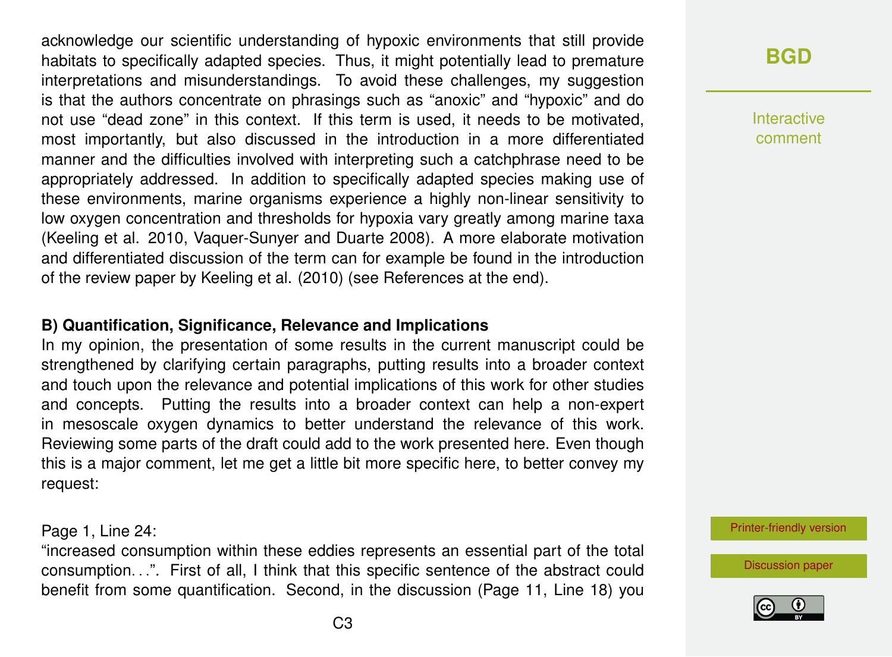acknowledge our scientific understanding of hypoxic environments that still provide habitats to specifically adapted species. Thus, it might potentially lead to premature interpretations and misunderstandings. To avoid these challenges, my suggestion is that the authors concentrate on phrasings such as "anoxic" and "hypoxic" and do not use "dead zone" in this context. If this term is used, it needs to be motivated, most importantly, but also discussed in the introduction in a more differentiated manner and the difficulties involved with interpreting such a catchphrase need to be appropriately addressed. In addition to specifically adapted species making use of these environments, marine organisms experience a highly non-linear sensitivity to low oxygen concentration and thresholds for hypoxia vary greatly among marine taxa (Keeling et al. 2010, Vaquer-Sunyer and Duarte 2008). A more elaborate motivation and differentiated discussion of the term can for example be found in the introduction of the review paper by Keeling et al. (2010) (see References at the end).

**B) Quantification, Significance, Relevance and Implications**

In my opinion, the presentation of some results in the current manuscript could be strengthened by clarifying certain paragraphs, putting results into a broader context and touch upon the relevance and potential implications of this work for other studies and concepts. Putting the results into a broader context can help a non-expert in mesoscale oxygen dynamics to better understand the relevance of this work. Reviewing some parts of the draft could add to the work presented here. Even though this is a major comment, let me get a little bit more specific here, to better convey my request:

Page 1, Line 24:
"increased consumption within these eddies represents an essential part of the total consumption…". First of all, I think that this specific sentence of the abstract could benefit from some quantification. Second, in the discussion (Page 11, Line 18) you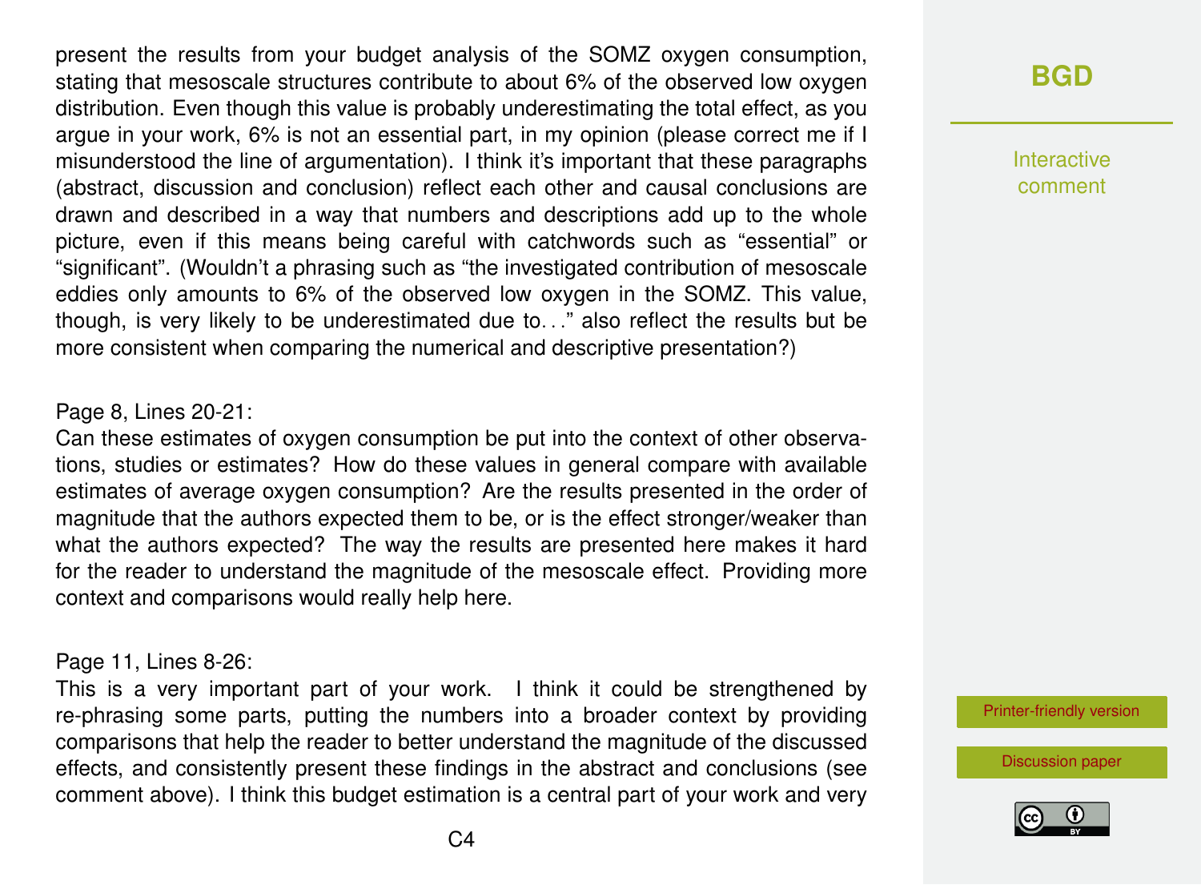present the results from your budget analysis of the SOMZ oxygen consumption, stating that mesoscale structures contribute to about 6% of the observed low oxygen distribution. Even though this value is probably underestimating the total effect, as you argue in your work, 6% is not an essential part, in my opinion (please correct me if I misunderstood the line of argumentation). I think it's important that these paragraphs (abstract, discussion and conclusion) reflect each other and causal conclusions are drawn and described in a way that numbers and descriptions add up to the whole picture, even if this means being careful with catchwords such as "essential" or "significant". (Wouldn't a phrasing such as "the investigated contribution of mesoscale eddies only amounts to 6% of the observed low oxygen in the SOMZ. This value, though, is very likely to be underestimated due to..." also reflect the results but be more consistent when comparing the numerical and descriptive presentation?)

Page 8, Lines 20-21:
Can these estimates of oxygen consumption be put into the context of other observations, studies or estimates? How do these values in general compare with available estimates of average oxygen consumption? Are the results presented in the order of magnitude that the authors expected them to be, or is the effect stronger/weaker than what the authors expected? The way the results are presented here makes it hard for the reader to understand the magnitude of the mesoscale effect. Providing more context and comparisons would really help here.

Page 11, Lines 8-26:
This is a very important part of your work. I think it could be strengthened by re-phrasing some parts, putting the numbers into a broader context by providing comparisons that help the reader to better understand the magnitude of the discussed effects, and consistently present these findings in the abstract and conclusions (see comment above). I think this budget estimation is a central part of your work and very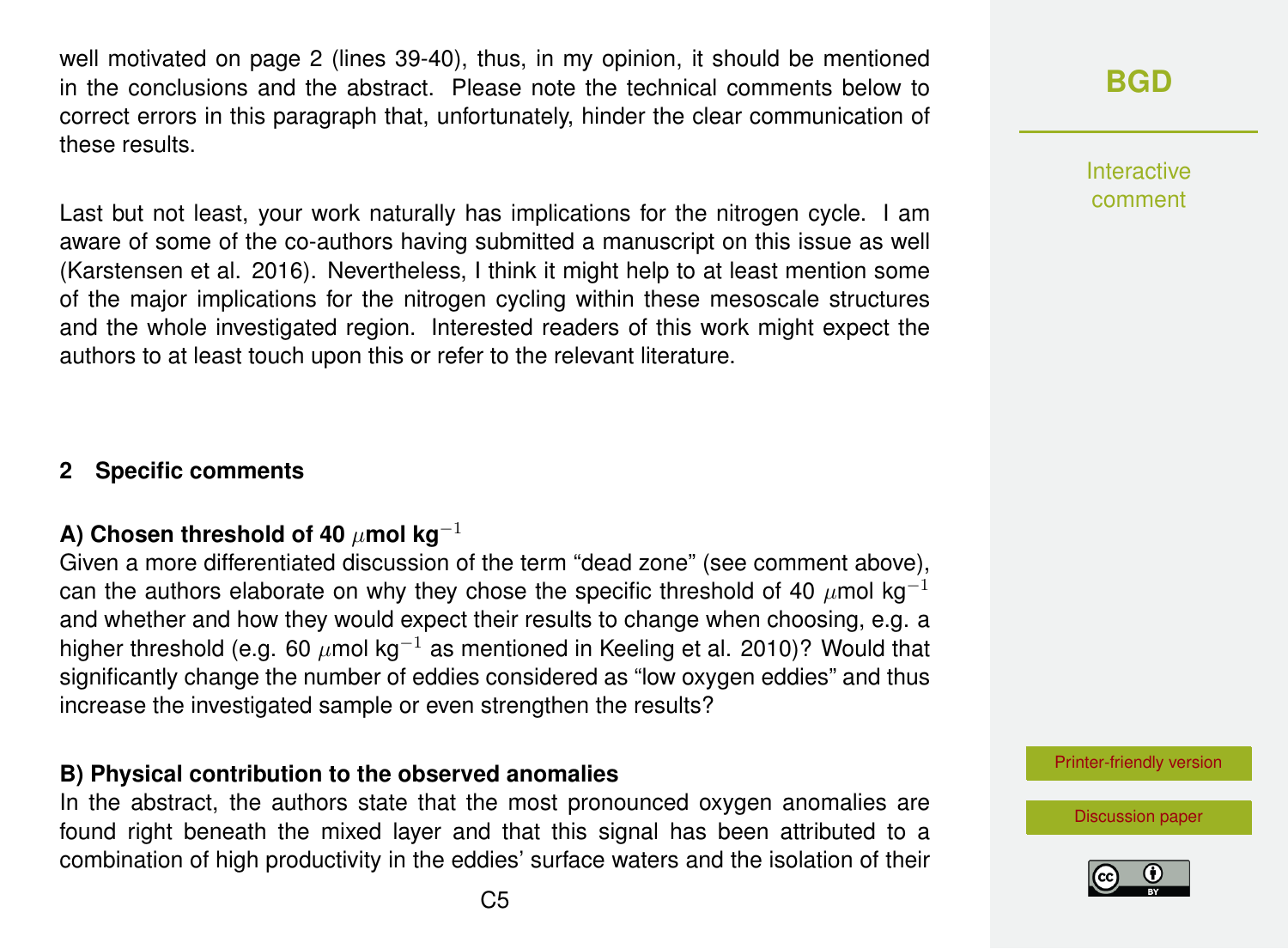well motivated on page 2 (lines 39-40), thus, in my opinion, it should be mentioned in the conclusions and the abstract. Please note the technical comments below to correct errors in this paragraph that, unfortunately, hinder the clear communication of these results.

Last but not least, your work naturally has implications for the nitrogen cycle. I am aware of some of the co-authors having submitted a manuscript on this issue as well (Karstensen et al. 2016). Nevertheless, I think it might help to at least mention some of the major implications for the nitrogen cycling within these mesoscale structures and the whole investigated region. Interested readers of this work might expect the authors to at least touch upon this or refer to the relevant literature.

## 2 Specific comments

**A) Chosen threshold of 40 $\mu$mol kg$^{-1}$**

Given a more differentiated discussion of the term "dead zone" (see comment above), can the authors elaborate on why they chose the specific threshold of 40 $\mu$mol kg$^{-1}$ and whether and how they would expect their results to change when choosing, e.g. a higher threshold (e.g. 60 $\mu$mol kg$^{-1}$ as mentioned in Keeling et al. 2010)? Would that significantly change the number of eddies considered as "low oxygen eddies" and thus increase the investigated sample or even strengthen the results?

**B) Physical contribution to the observed anomalies**

In the abstract, the authors state that the most pronounced oxygen anomalies are found right beneath the mixed layer and that this signal has been attributed to a combination of high productivity in the eddies' surface waters and the isolation of their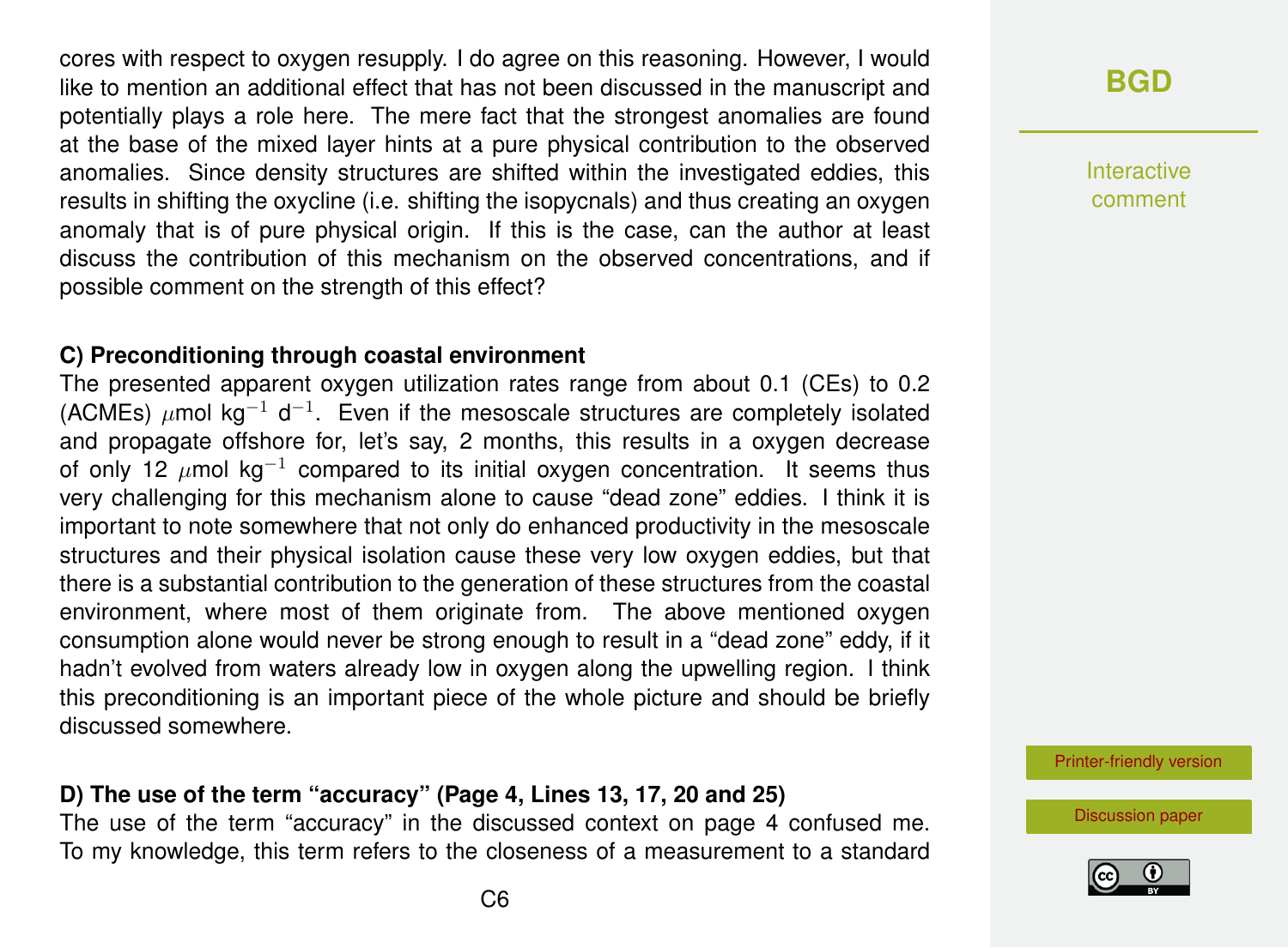cores with respect to oxygen resupply. I do agree on this reasoning. However, I would like to mention an additional effect that has not been discussed in the manuscript and potentially plays a role here. The mere fact that the strongest anomalies are found at the base of the mixed layer hints at a pure physical contribution to the observed anomalies. Since density structures are shifted within the investigated eddies, this results in shifting the oxycline (i.e. shifting the isopycnals) and thus creating an oxygen anomaly that is of pure physical origin. If this is the case, can the author at least discuss the contribution of this mechanism on the observed concentrations, and if possible comment on the strength of this effect?

**C) Preconditioning through coastal environment**

The presented apparent oxygen utilization rates range from about 0.1 (CEs) to 0.2 (ACMEs) $\mu$mol kg$^{-1}$ d$^{-1}$. Even if the mesoscale structures are completely isolated and propagate offshore for, let's say, 2 months, this results in a oxygen decrease of only 12 $\mu$mol kg$^{-1}$ compared to its initial oxygen concentration. It seems thus very challenging for this mechanism alone to cause "dead zone" eddies. I think it is important to note somewhere that not only do enhanced productivity in the mesoscale structures and their physical isolation cause these very low oxygen eddies, but that there is a substantial contribution to the generation of these structures from the coastal environment, where most of them originate from. The above mentioned oxygen consumption alone would never be strong enough to result in a "dead zone" eddy, if it hadn't evolved from waters already low in oxygen along the upwelling region. I think this preconditioning is an important piece of the whole picture and should be briefly discussed somewhere.

**D) The use of the term "accuracy" (Page 4, Lines 13, 17, 20 and 25)**

The use of the term "accuracy" in the discussed context on page 4 confused me. To my knowledge, this term refers to the closeness of a measurement to a standard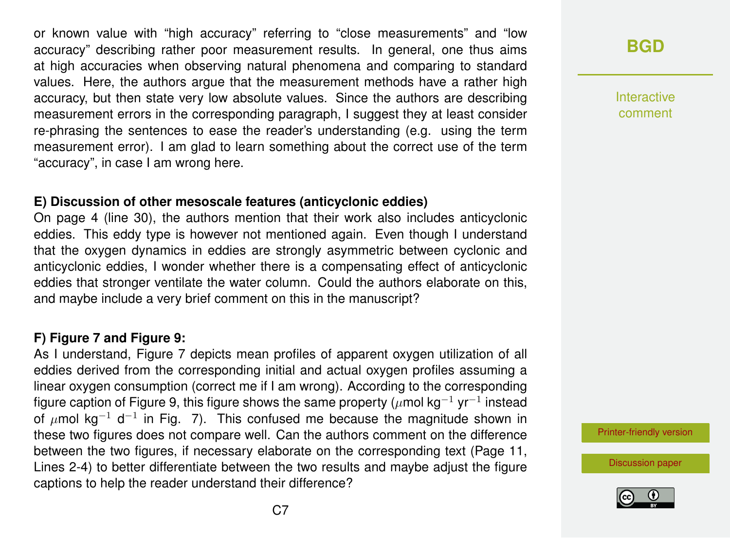or known value with "high accuracy" referring to "close measurements" and "low accuracy" describing rather poor measurement results. In general, one thus aims at high accuracies when observing natural phenomena and comparing to standard values. Here, the authors argue that the measurement methods have a rather high accuracy, but then state very low absolute values. Since the authors are describing measurement errors in the corresponding paragraph, I suggest they at least consider re-phrasing the sentences to ease the reader's understanding (e.g. using the term measurement error). I am glad to learn something about the correct use of the term "accuracy", in case I am wrong here.

**E) Discussion of other mesoscale features (anticyclonic eddies)**

On page 4 (line 30), the authors mention that their work also includes anticyclonic eddies. This eddy type is however not mentioned again. Even though I understand that the oxygen dynamics in eddies are strongly asymmetric between cyclonic and anticyclonic eddies, I wonder whether there is a compensating effect of anticyclonic eddies that stronger ventilate the water column. Could the authors elaborate on this, and maybe include a very brief comment on this in the manuscript?

**F) Figure 7 and Figure 9:**

As I understand, Figure 7 depicts mean profiles of apparent oxygen utilization of all eddies derived from the corresponding initial and actual oxygen profiles assuming a linear oxygen consumption (correct me if I am wrong). According to the corresponding figure caption of Figure 9, this figure shows the same property ($\mu$mol kg$^{-1}$ yr$^{-1}$ instead of $\mu$mol kg$^{-1}$ d$^{-1}$ in Fig. 7). This confused me because the magnitude shown in these two figures does not compare well. Can the authors comment on the difference between the two figures, if necessary elaborate on the corresponding text (Page 11, Lines 2-4) to better differentiate between the two results and maybe adjust the figure captions to help the reader understand their difference?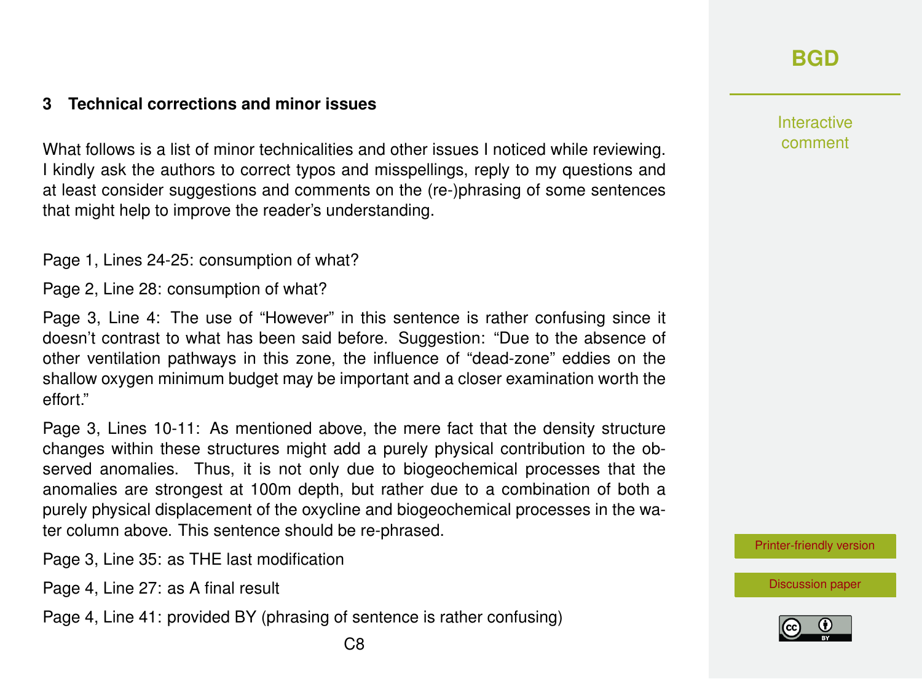## 3 Technical corrections and minor issues

What follows is a list of minor technicalities and other issues I noticed while reviewing. I kindly ask the authors to correct typos and misspellings, reply to my questions and at least consider suggestions and comments on the (re-)phrasing of some sentences that might help to improve the reader's understanding.

Page 1, Lines 24-25: consumption of what?

Page 2, Line 28: consumption of what?

Page 3, Line 4: The use of "However" in this sentence is rather confusing since it doesn't contrast to what has been said before. Suggestion: "Due to the absence of other ventilation pathways in this zone, the influence of "dead-zone" eddies on the shallow oxygen minimum budget may be important and a closer examination worth the effort."

Page 3, Lines 10-11: As mentioned above, the mere fact that the density structure changes within these structures might add a purely physical contribution to the observed anomalies. Thus, it is not only due to biogeochemical processes that the anomalies are strongest at 100m depth, but rather due to a combination of both a purely physical displacement of the oxycline and biogeochemical processes in the water column above. This sentence should be re-phrased.

Page 3, Line 35: as THE last modification

Page 4, Line 27: as A final result

Page 4, Line 41: provided BY (phrasing of sentence is rather confusing)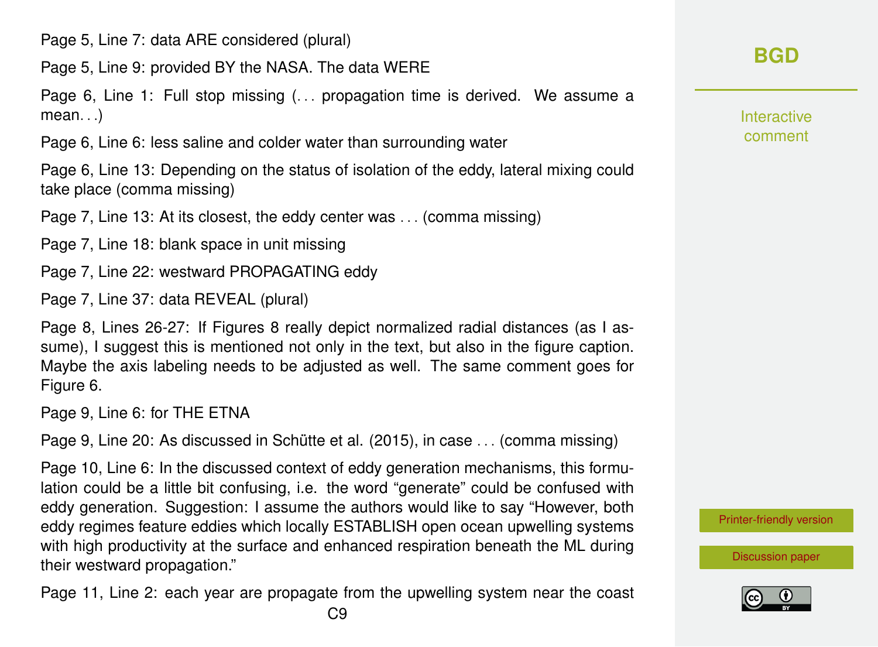Page 5, Line 7: data ARE considered (plural)

Page 5, Line 9: provided BY the NASA. The data WERE

Page 6, Line 1: Full stop missing (. . . propagation time is derived. We assume a mean. . .)

Page 6, Line 6: less saline and colder water than surrounding water

Page 6, Line 13: Depending on the status of isolation of the eddy, lateral mixing could take place (comma missing)

Page 7, Line 13: At its closest, the eddy center was . . . (comma missing)

Page 7, Line 18: blank space in unit missing

Page 7, Line 22: westward PROPAGATING eddy

Page 7, Line 37: data REVEAL (plural)

Page 8, Lines 26-27: If Figures 8 really depict normalized radial distances (as I assume), I suggest this is mentioned not only in the text, but also in the figure caption. Maybe the axis labeling needs to be adjusted as well. The same comment goes for Figure 6.

Page 9, Line 6: for THE ETNA

Page 9, Line 20: As discussed in Schütte et al. (2015), in case . . . (comma missing)

Page 10, Line 6: In the discussed context of eddy generation mechanisms, this formulation could be a little bit confusing, i.e. the word "generate" could be confused with eddy generation. Suggestion: I assume the authors would like to say "However, both eddy regimes feature eddies which locally ESTABLISH open ocean upwelling systems with high productivity at the surface and enhanced respiration beneath the ML during their westward propagation."

Page 11, Line 2: each year are propagate from the upwelling system near the coast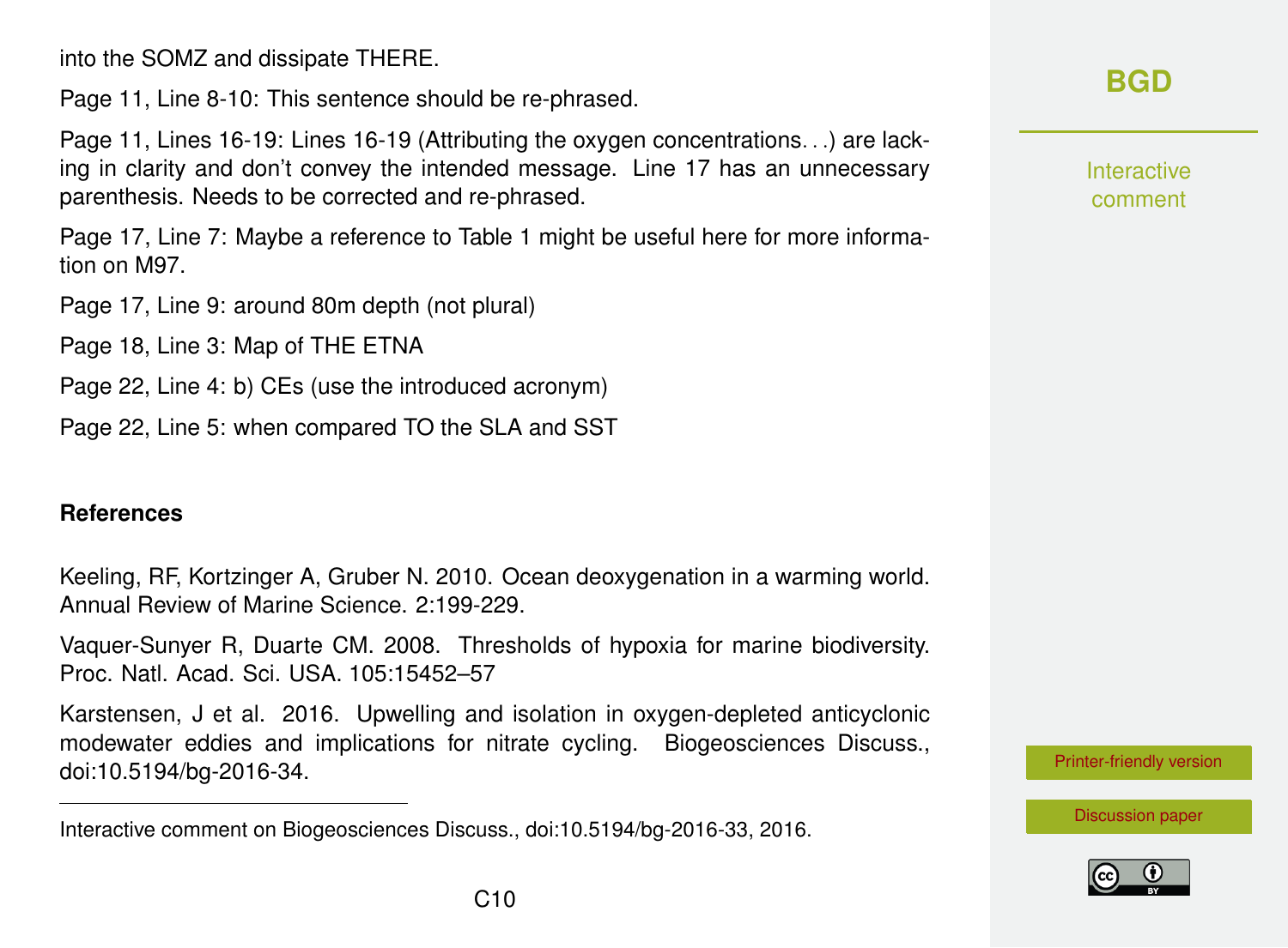into the SOMZ and dissipate THERE.

Page 11, Line 8-10: This sentence should be re-phrased.

Page 11, Lines 16-19: Lines 16-19 (Attributing the oxygen concentrations. . .) are lacking in clarity and don't convey the intended message. Line 17 has an unnecessary parenthesis. Needs to be corrected and re-phrased.

Page 17, Line 7: Maybe a reference to Table 1 might be useful here for more information on M97.

Page 17, Line 9: around 80m depth (not plural)

Page 18, Line 3: Map of THE ETNA

Page 22, Line 4: b) CEs (use the introduced acronym)

Page 22, Line 5: when compared TO the SLA and SST

## References

Keeling, RF, Kortzinger A, Gruber N. 2010. Ocean deoxygenation in a warming world. Annual Review of Marine Science. 2:199-229.

Vaquer-Sunyer R, Duarte CM. 2008. Thresholds of hypoxia for marine biodiversity. Proc. Natl. Acad. Sci. USA. 105:15452–57

Karstensen, J et al. 2016. Upwelling and isolation in oxygen-depleted anticyclonic modewater eddies and implications for nitrate cycling. Biogeosciences Discuss., doi:10.5194/bg-2016-34.

---

Interactive comment on Biogeosciences Discuss., doi:10.5194/bg-2016-33, 2016.